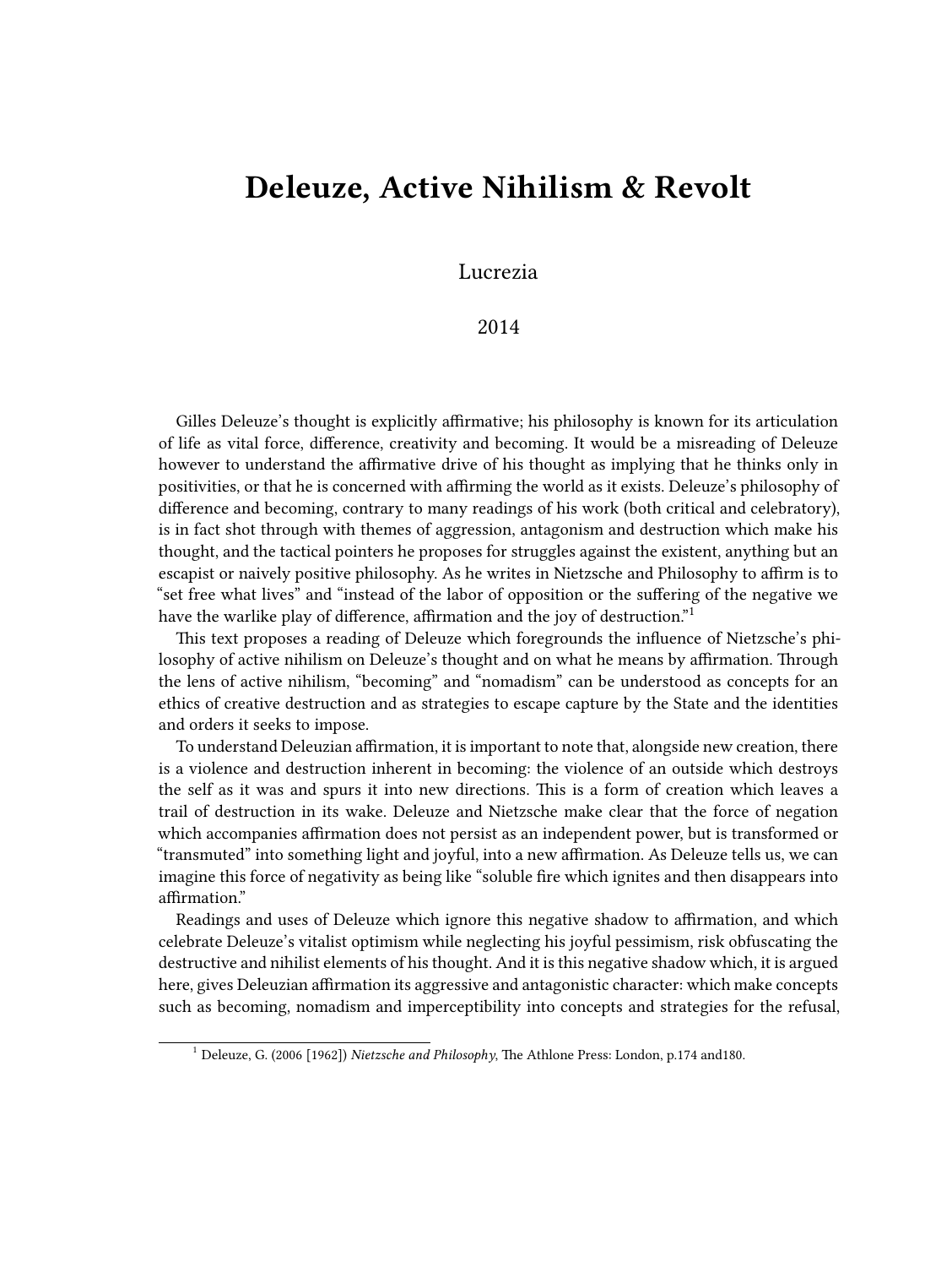# Deleuze, Active Nihilism & Revolt

Lucrezia

2014

Gilles Deleuze's thought is explicitly affirmative; his philosophy is known for its articulation of life as vital force, difference, creativity and becoming. It would be a misreading of Deleuze however to understand the affirmative drive of his thought as implying that he thinks only in positivities, or that he is concerned with affirming the world as it exists. Deleuze's philosophy of difference and becoming, contrary to many readings of his work (both critical and celebratory), is in fact shot through with themes of aggression, antagonism and destruction which make his thought, and the tactical pointers he proposes for struggles against the existent, anything but an escapist or naively positive philosophy. As he writes in Nietzsche and Philosophy to affirm is to "set free what lives" and "instead of the labor of opposition or the suffering of the negative we have the warlike play of difference, affirmation and the joy of destruction."[1]

This text proposes a reading of Deleuze which foregrounds the influence of Nietzsche's philosophy of active nihilism on Deleuze's thought and on what he means by affirmation. Through the lens of active nihilism, "becoming" and "nomadism" can be understood as concepts for an ethics of creative destruction and as strategies to escape capture by the State and the identities and orders it seeks to impose.

To understand Deleuzian affirmation, it is important to note that, alongside new creation, there is a violence and destruction inherent in becoming: the violence of an outside which destroys the self as it was and spurs it into new directions. This is a form of creation which leaves a trail of destruction in its wake. Deleuze and Nietzsche make clear that the force of negation which accompanies affirmation does not persist as an independent power, but is transformed or "transmuted" into something light and joyful, into a new affirmation. As Deleuze tells us, we can imagine this force of negativity as being like "soluble fire which ignites and then disappears into affirmation."

Readings and uses of Deleuze which ignore this negative shadow to affirmation, and which celebrate Deleuze's vitalist optimism while neglecting his joyful pessimism, risk obfuscating the destructive and nihilist elements of his thought. And it is this negative shadow which, it is argued here, gives Deleuzian affirmation its aggressive and antagonistic character: which make concepts such as becoming, nomadism and imperceptibility into concepts and strategies for the refusal,

[1] Deleuze, G. (2006 [1962]) *Nietzsche and Philosophy*, The Athlone Press: London, p.174 and180.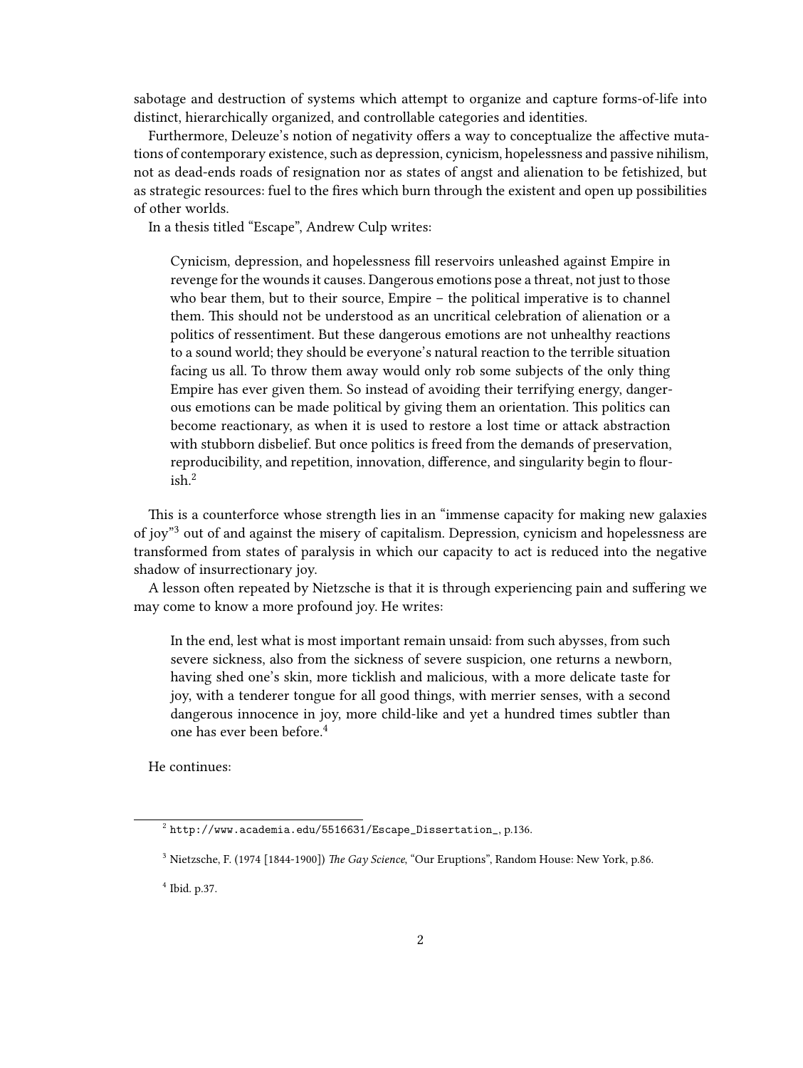sabotage and destruction of systems which attempt to organize and capture forms-of-life into distinct, hierarchically organized, and controllable categories and identities.

Furthermore, Deleuze's notion of negativity offers a way to conceptualize the affective mutations of contemporary existence, such as depression, cynicism, hopelessness and passive nihilism, not as dead-ends roads of resignation nor as states of angst and alienation to be fetishized, but as strategic resources: fuel to the fires which burn through the existent and open up possibilities of other worlds.

In a thesis titled "Escape", Andrew Culp writes:

> Cynicism, depression, and hopelessness fill reservoirs unleashed against Empire in revenge for the wounds it causes. Dangerous emotions pose a threat, not just to those who bear them, but to their source, Empire – the political imperative is to channel them. This should not be understood as an uncritical celebration of alienation or a politics of ressentiment. But these dangerous emotions are not unhealthy reactions to a sound world; they should be everyone's natural reaction to the terrible situation facing us all. To throw them away would only rob some subjects of the only thing Empire has ever given them. So instead of avoiding their terrifying energy, dangerous emotions can be made political by giving them an orientation. This politics can become reactionary, as when it is used to restore a lost time or attack abstraction with stubborn disbelief. But once politics is freed from the demands of preservation, reproducibility, and repetition, innovation, difference, and singularity begin to flourish.[2]

This is a counterforce whose strength lies in an "immense capacity for making new galaxies of joy"[3] out of and against the misery of capitalism. Depression, cynicism and hopelessness are transformed from states of paralysis in which our capacity to act is reduced into the negative shadow of insurrectionary joy.

A lesson often repeated by Nietzsche is that it is through experiencing pain and suffering we may come to know a more profound joy. He writes:

> In the end, lest what is most important remain unsaid: from such abysses, from such severe sickness, also from the sickness of severe suspicion, one returns a newborn, having shed one's skin, more ticklish and malicious, with a more delicate taste for joy, with a tenderer tongue for all good things, with merrier senses, with a second dangerous innocence in joy, more child-like and yet a hundred times subtler than one has ever been before.[4]

He continues:

---

[2] `http://www.academia.edu/5516631/Escape_Dissertation_`, p.136.

[3] Nietzsche, F. (1974 [1844-1900]) *The Gay Science*, "Our Eruptions", Random House: New York, p.86.

[4] Ibid. p.37.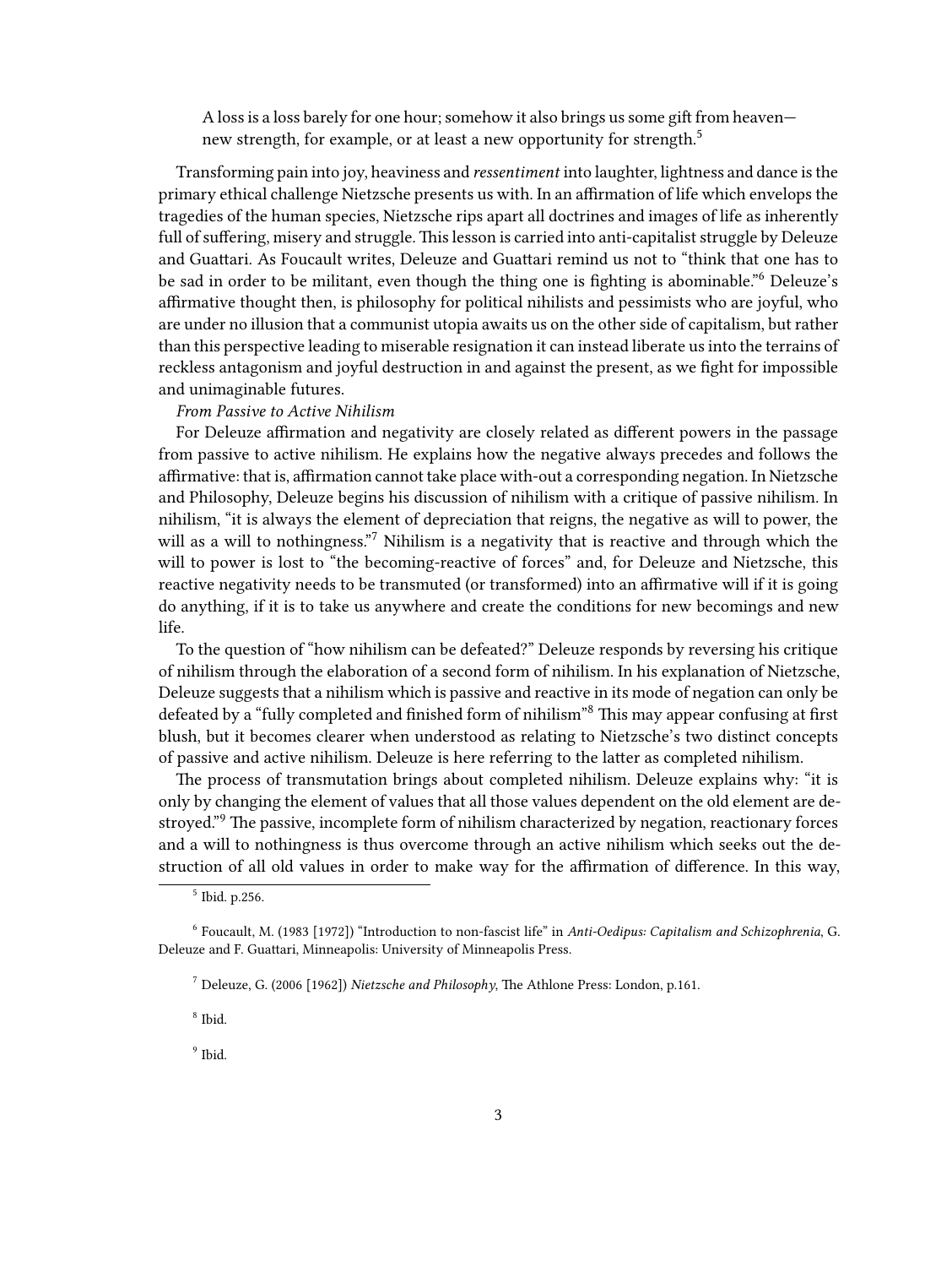> A loss is a loss barely for one hour; somehow it also brings us some gift from heaven—new strength, for example, or at least a new opportunity for strength.[5]

Transforming pain into joy, heaviness and *ressentiment* into laughter, lightness and dance is the primary ethical challenge Nietzsche presents us with. In an affirmation of life which envelops the tragedies of the human species, Nietzsche rips apart all doctrines and images of life as inherently full of suffering, misery and struggle. This lesson is carried into anti-capitalist struggle by Deleuze and Guattari. As Foucault writes, Deleuze and Guattari remind us not to "think that one has to be sad in order to be militant, even though the thing one is fighting is abominable."[6] Deleuze's affirmative thought then, is philosophy for political nihilists and pessimists who are joyful, who are under no illusion that a communist utopia awaits us on the other side of capitalism, but rather than this perspective leading to miserable resignation it can instead liberate us into the terrains of reckless antagonism and joyful destruction in and against the present, as we fight for impossible and unimaginable futures.

*From Passive to Active Nihilism*

For Deleuze affirmation and negativity are closely related as different powers in the passage from passive to active nihilism. He explains how the negative always precedes and follows the affirmative: that is, affirmation cannot take place with-out a corresponding negation. In Nietzsche and Philosophy, Deleuze begins his discussion of nihilism with a critique of passive nihilism. In nihilism, "it is always the element of depreciation that reigns, the negative as will to power, the will as a will to nothingness."[7] Nihilism is a negativity that is reactive and through which the will to power is lost to "the becoming-reactive of forces" and, for Deleuze and Nietzsche, this reactive negativity needs to be transmuted (or transformed) into an affirmative will if it is going do anything, if it is to take us anywhere and create the conditions for new becomings and new life.

To the question of "how nihilism can be defeated?" Deleuze responds by reversing his critique of nihilism through the elaboration of a second form of nihilism. In his explanation of Nietzsche, Deleuze suggests that a nihilism which is passive and reactive in its mode of negation can only be defeated by a "fully completed and finished form of nihilism"[8] This may appear confusing at first blush, but it becomes clearer when understood as relating to Nietzsche's two distinct concepts of passive and active nihilism. Deleuze is here referring to the latter as completed nihilism.

The process of transmutation brings about completed nihilism. Deleuze explains why: "it is only by changing the element of values that all those values dependent on the old element are destroyed."[9] The passive, incomplete form of nihilism characterized by negation, reactionary forces and a will to nothingness is thus overcome through an active nihilism which seeks out the destruction of all old values in order to make way for the affirmation of difference. In this way,

---

[5] Ibid. p.256.

[6] Foucault, M. (1983 [1972]) "Introduction to non-fascist life" in *Anti-Oedipus: Capitalism and Schizophrenia*, G. Deleuze and F. Guattari, Minneapolis: University of Minneapolis Press.

[7] Deleuze, G. (2006 [1962]) *Nietzsche and Philosophy*, The Athlone Press: London, p.161.

[8] Ibid.

[9] Ibid.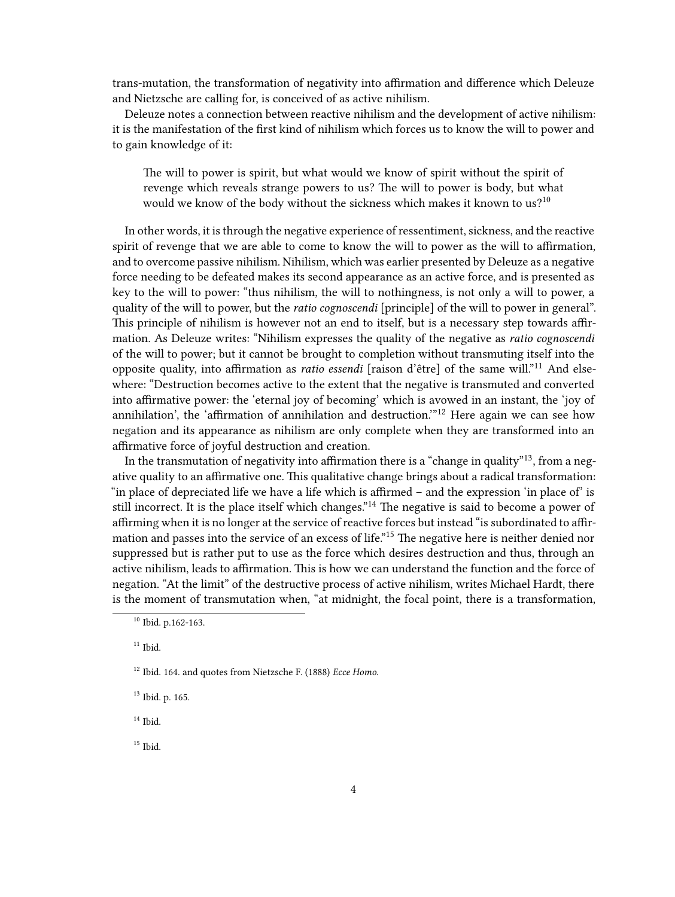trans-mutation, the transformation of negativity into affirmation and difference which Deleuze and Nietzsche are calling for, is conceived of as active nihilism.

Deleuze notes a connection between reactive nihilism and the development of active nihilism: it is the manifestation of the first kind of nihilism which forces us to know the will to power and to gain knowledge of it:

> The will to power is spirit, but what would we know of spirit without the spirit of revenge which reveals strange powers to us? The will to power is body, but what would we know of the body without the sickness which makes it known to us?[10]

In other words, it is through the negative experience of ressentiment, sickness, and the reactive spirit of revenge that we are able to come to know the will to power as the will to affirmation, and to overcome passive nihilism. Nihilism, which was earlier presented by Deleuze as a negative force needing to be defeated makes its second appearance as an active force, and is presented as key to the will to power: "thus nihilism, the will to nothingness, is not only a will to power, a quality of the will to power, but the *ratio cognoscendi* [principle] of the will to power in general". This principle of nihilism is however not an end to itself, but is a necessary step towards affirmation. As Deleuze writes: "Nihilism expresses the quality of the negative as *ratio cognoscendi* of the will to power; but it cannot be brought to completion without transmuting itself into the opposite quality, into affirmation as *ratio essendi* [raison d'être] of the same will."[11] And elsewhere: "Destruction becomes active to the extent that the negative is transmuted and converted into affirmative power: the 'eternal joy of becoming' which is avowed in an instant, the 'joy of annihilation', the 'affirmation of annihilation and destruction.'"[12] Here again we can see how negation and its appearance as nihilism are only complete when they are transformed into an affirmative force of joyful destruction and creation.

In the transmutation of negativity into affirmation there is a "change in quality"[13], from a negative quality to an affirmative one. This qualitative change brings about a radical transformation: "in place of depreciated life we have a life which is affirmed – and the expression 'in place of' is still incorrect. It is the place itself which changes."[14] The negative is said to become a power of affirming when it is no longer at the service of reactive forces but instead "is subordinated to affirmation and passes into the service of an excess of life."[15] The negative here is neither denied nor suppressed but is rather put to use as the force which desires destruction and thus, through an active nihilism, leads to affirmation. This is how we can understand the function and the force of negation. "At the limit" of the destructive process of active nihilism, writes Michael Hardt, there is the moment of transmutation when, "at midnight, the focal point, there is a transformation,

---

[10] Ibid. p.162-163.

[11] Ibid.

[12] Ibid. 164. and quotes from Nietzsche F. (1888) *Ecce Homo*.

[13] Ibid. p. 165.

[14] Ibid.

[15] Ibid.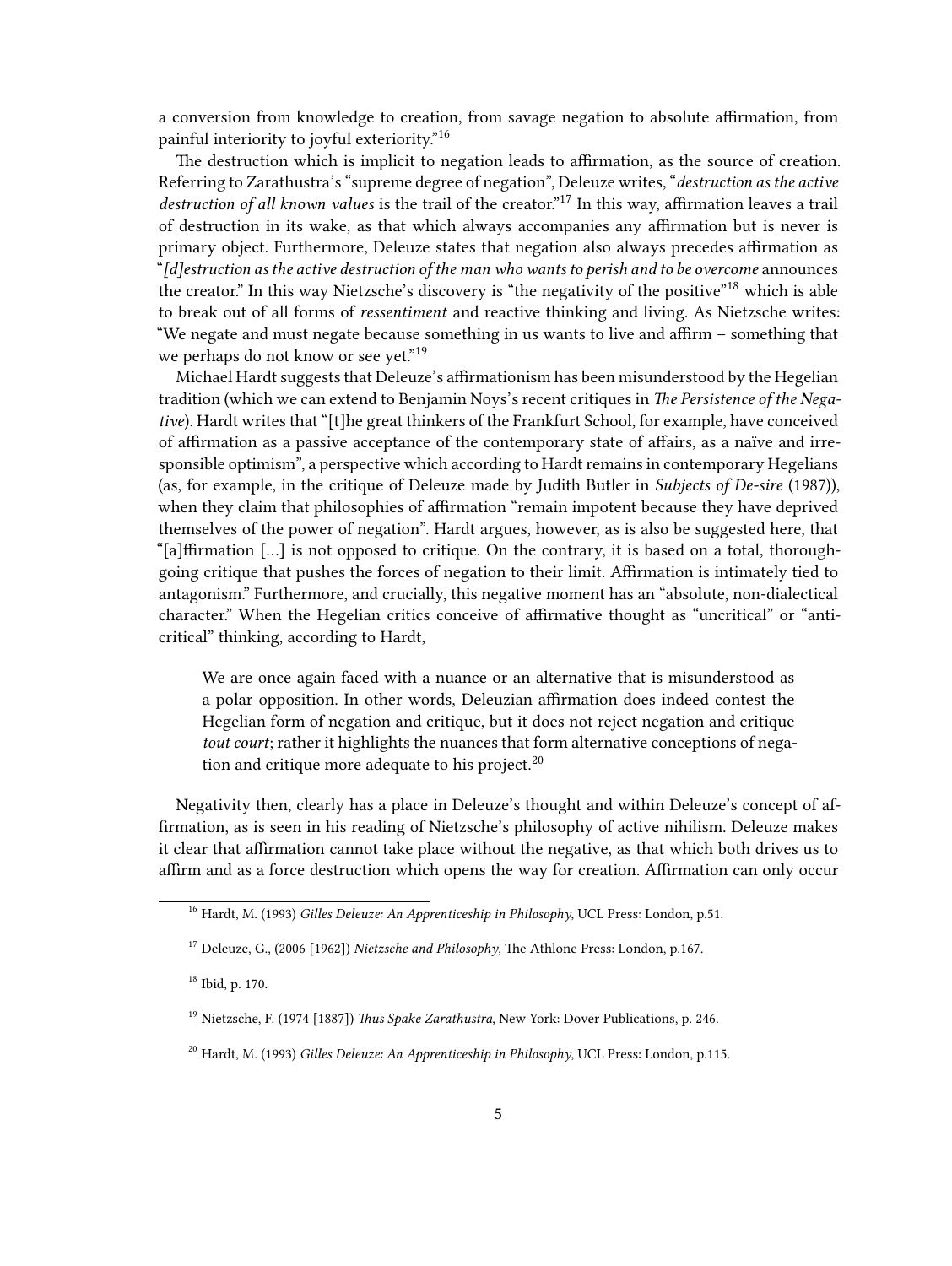a conversion from knowledge to creation, from savage negation to absolute affirmation, from painful interiority to joyful exteriority."[16]

The destruction which is implicit to negation leads to affirmation, as the source of creation. Referring to Zarathustra's "supreme degree of negation", Deleuze writes, "*destruction as the active destruction of all known values* is the trail of the creator."[17] In this way, affirmation leaves a trail of destruction in its wake, as that which always accompanies any affirmation but is never is primary object. Furthermore, Deleuze states that negation also always precedes affirmation as "*[d]estruction as the active destruction of the man who wants to perish and to be overcome* announces the creator." In this way Nietzsche's discovery is "the negativity of the positive"[18] which is able to break out of all forms of *ressentiment* and reactive thinking and living. As Nietzsche writes: "We negate and must negate because something in us wants to live and affirm – something that we perhaps do not know or see yet."[19]

Michael Hardt suggests that Deleuze's affirmationism has been misunderstood by the Hegelian tradition (which we can extend to Benjamin Noys's recent critiques in *The Persistence of the Negative*). Hardt writes that "[t]he great thinkers of the Frankfurt School, for example, have conceived of affirmation as a passive acceptance of the contemporary state of affairs, as a naïve and irresponsible optimism", a perspective which according to Hardt remains in contemporary Hegelians (as, for example, in the critique of Deleuze made by Judith Butler in *Subjects of De-sire* (1987)), when they claim that philosophies of affirmation "remain impotent because they have deprived themselves of the power of negation". Hardt argues, however, as is also be suggested here, that "[a]ffirmation […] is not opposed to critique. On the contrary, it is based on a total, thoroughgoing critique that pushes the forces of negation to their limit. Affirmation is intimately tied to antagonism." Furthermore, and crucially, this negative moment has an "absolute, non-dialectical character." When the Hegelian critics conceive of affirmative thought as "uncritical" or "anti-critical" thinking, according to Hardt,

> We are once again faced with a nuance or an alternative that is misunderstood as a polar opposition. In other words, Deleuzian affirmation does indeed contest the Hegelian form of negation and critique, but it does not reject negation and critique *tout court*; rather it highlights the nuances that form alternative conceptions of negation and critique more adequate to his project.[20]

Negativity then, clearly has a place in Deleuze's thought and within Deleuze's concept of affirmation, as is seen in his reading of Nietzsche's philosophy of active nihilism. Deleuze makes it clear that affirmation cannot take place without the negative, as that which both drives us to affirm and as a force destruction which opens the way for creation. Affirmation can only occur

---

[16] Hardt, M. (1993) *Gilles Deleuze: An Apprenticeship in Philosophy*, UCL Press: London, p.51.

[17] Deleuze, G., (2006 [1962]) *Nietzsche and Philosophy*, The Athlone Press: London, p.167.

[18] Ibid, p. 170.

[19] Nietzsche, F. (1974 [1887]) *Thus Spake Zarathustra*, New York: Dover Publications, p. 246.

[20] Hardt, M. (1993) *Gilles Deleuze: An Apprenticeship in Philosophy*, UCL Press: London, p.115.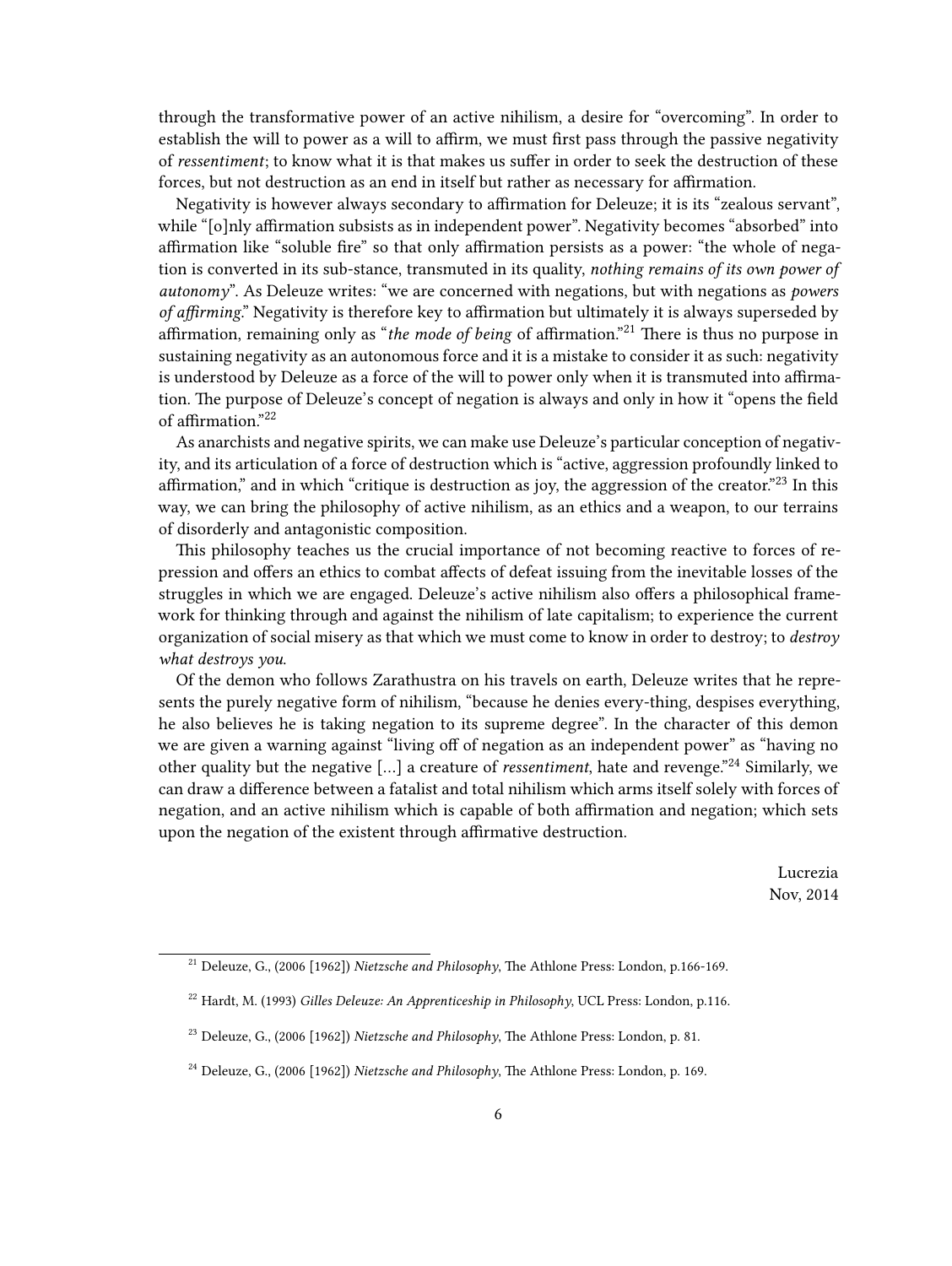through the transformative power of an active nihilism, a desire for "overcoming". In order to establish the will to power as a will to affirm, we must first pass through the passive negativity of *ressentiment*; to know what it is that makes us suffer in order to seek the destruction of these forces, but not destruction as an end in itself but rather as necessary for affirmation.

Negativity is however always secondary to affirmation for Deleuze; it is its "zealous servant", while "[o]nly affirmation subsists as in independent power". Negativity becomes "absorbed" into affirmation like "soluble fire" so that only affirmation persists as a power: "the whole of negation is converted in its sub-stance, transmuted in its quality, *nothing remains of its own power of autonomy*". As Deleuze writes: "we are concerned with negations, but with negations as *powers of affirming*." Negativity is therefore key to affirmation but ultimately it is always superseded by affirmation, remaining only as "*the mode of being* of affirmation."[21] There is thus no purpose in sustaining negativity as an autonomous force and it is a mistake to consider it as such: negativity is understood by Deleuze as a force of the will to power only when it is transmuted into affirmation. The purpose of Deleuze's concept of negation is always and only in how it "opens the field of affirmation."[22]

As anarchists and negative spirits, we can make use Deleuze's particular conception of negativity, and its articulation of a force of destruction which is "active, aggression profoundly linked to affirmation," and in which "critique is destruction as joy, the aggression of the creator."[23] In this way, we can bring the philosophy of active nihilism, as an ethics and a weapon, to our terrains of disorderly and antagonistic composition.

This philosophy teaches us the crucial importance of not becoming reactive to forces of repression and offers an ethics to combat affects of defeat issuing from the inevitable losses of the struggles in which we are engaged. Deleuze's active nihilism also offers a philosophical framework for thinking through and against the nihilism of late capitalism; to experience the current organization of social misery as that which we must come to know in order to destroy; to *destroy what destroys you*.

Of the demon who follows Zarathustra on his travels on earth, Deleuze writes that he represents the purely negative form of nihilism, "because he denies every-thing, despises everything, he also believes he is taking negation to its supreme degree". In the character of this demon we are given a warning against "living off of negation as an independent power" as "having no other quality but the negative [...] a creature of *ressentiment*, hate and revenge."[24] Similarly, we can draw a difference between a fatalist and total nihilism which arms itself solely with forces of negation, and an active nihilism which is capable of both affirmation and negation; which sets upon the negation of the existent through affirmative destruction.

Lucrezia
Nov, 2014

---

[21] Deleuze, G., (2006 [1962]) *Nietzsche and Philosophy*, The Athlone Press: London, p.166-169.

[22] Hardt, M. (1993) *Gilles Deleuze: An Apprenticeship in Philosophy*, UCL Press: London, p.116.

[23] Deleuze, G., (2006 [1962]) *Nietzsche and Philosophy*, The Athlone Press: London, p. 81.

[24] Deleuze, G., (2006 [1962]) *Nietzsche and Philosophy*, The Athlone Press: London, p. 169.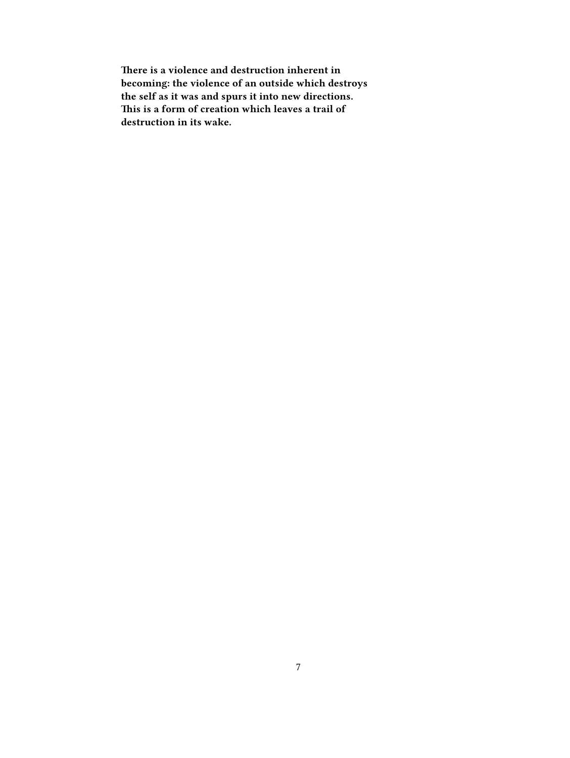**There is a violence and destruction inherent in becoming: the violence of an outside which destroys the self as it was and spurs it into new directions. This is a form of creation which leaves a trail of destruction in its wake.**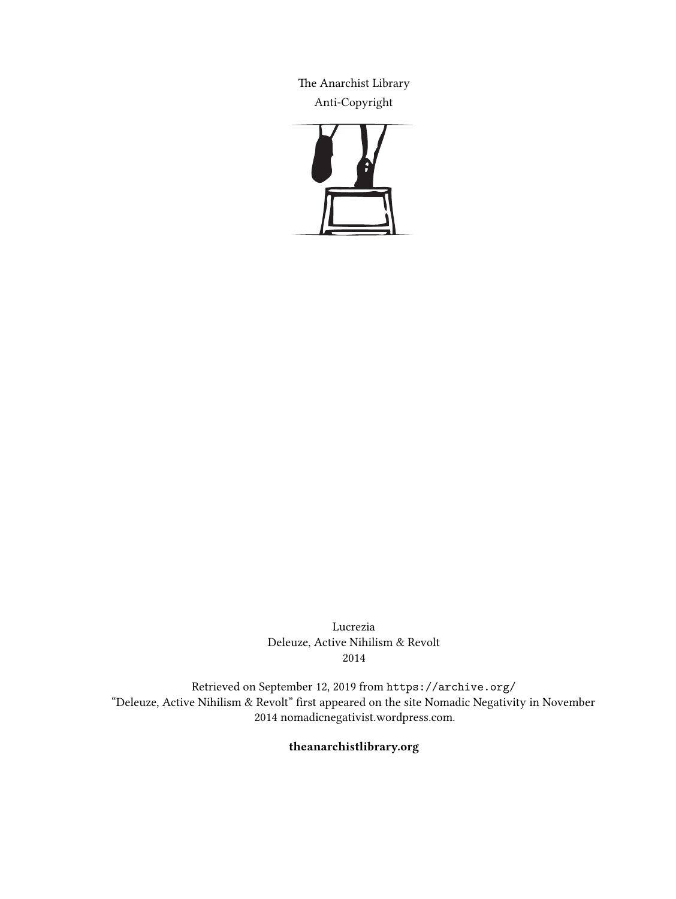The Anarchist Library
Anti-Copyright

Lucrezia
Deleuze, Active Nihilism & Revolt
2014

Retrieved on September 12, 2019 from https://archive.org/
"Deleuze, Active Nihilism & Revolt" first appeared on the site Nomadic Negativity in November 2014 nomadicnegativist.wordpress.com.

**theanarchistlibrary.org**